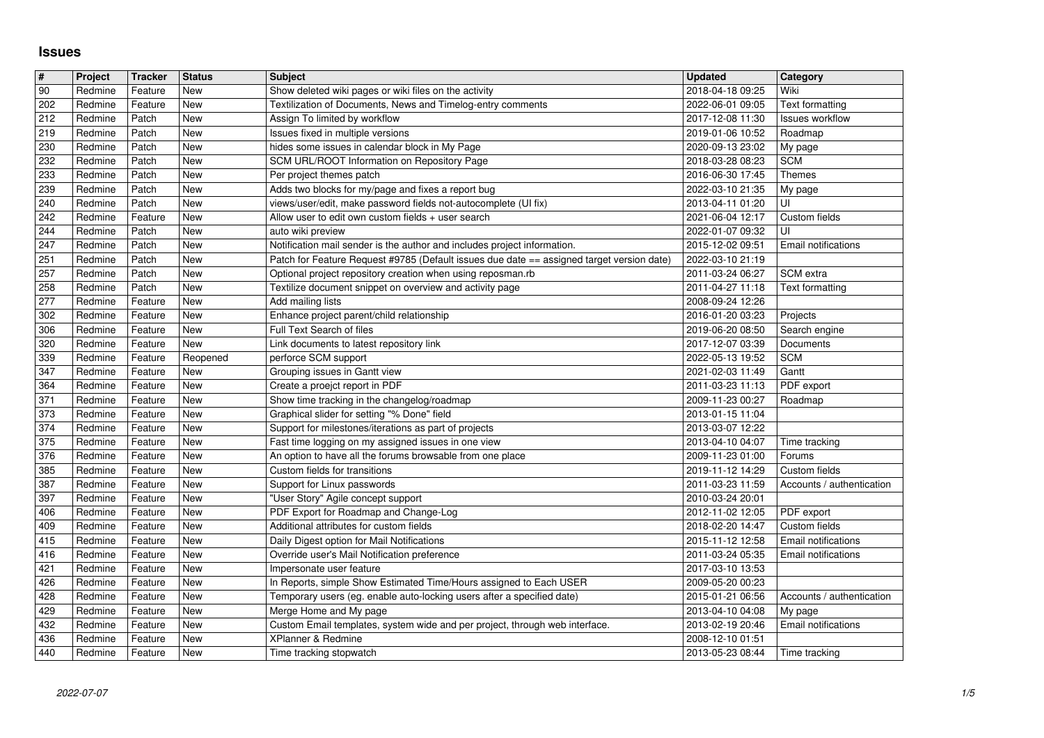# Issues

| # | Project | Tracker | Status | Subject | Updated | Category |
|---|---|---|---|---|---|---|
| 90 | Redmine | Feature | New | Show deleted wiki pages or wiki files on the activity | 2018-04-18 09:25 | Wiki |
| 202 | Redmine | Feature | New | Textilization of Documents, News and Timelog-entry comments | 2022-06-01 09:05 | Text formatting |
| 212 | Redmine | Patch | New | Assign To limited by workflow | 2017-12-08 11:30 | Issues workflow |
| 219 | Redmine | Patch | New | Issues fixed in multiple versions | 2019-01-06 10:52 | Roadmap |
| 230 | Redmine | Patch | New | hides some issues in calendar block in My Page | 2020-09-13 23:02 | My page |
| 232 | Redmine | Patch | New | SCM URL/ROOT Information on Repository Page | 2018-03-28 08:23 | SCM |
| 233 | Redmine | Patch | New | Per project themes patch | 2016-06-30 17:45 | Themes |
| 239 | Redmine | Patch | New | Adds two blocks for my/page and fixes a report bug | 2022-03-10 21:35 | My page |
| 240 | Redmine | Patch | New | views/user/edit, make password fields not-autocomplete (UI fix) | 2013-04-11 01:20 | UI |
| 242 | Redmine | Feature | New | Allow user to edit own custom fields + user search | 2021-06-04 12:17 | Custom fields |
| 244 | Redmine | Patch | New | auto wiki preview | 2022-01-07 09:32 | UI |
| 247 | Redmine | Patch | New | Notification mail sender is the author and includes project information. | 2015-12-02 09:51 | Email notifications |
| 251 | Redmine | Patch | New | Patch for Feature Request #9785 (Default issues due date == assigned target version date) | 2022-03-10 21:19 | |
| 257 | Redmine | Patch | New | Optional project repository creation when using reposman.rb | 2011-03-24 06:27 | SCM extra |
| 258 | Redmine | Patch | New | Textilize document snippet on overview and activity page | 2011-04-27 11:18 | Text formatting |
| 277 | Redmine | Feature | New | Add mailing lists | 2008-09-24 12:26 | |
| 302 | Redmine | Feature | New | Enhance project parent/child relationship | 2016-01-20 03:23 | Projects |
| 306 | Redmine | Feature | New | Full Text Search of files | 2019-06-20 08:50 | Search engine |
| 320 | Redmine | Feature | New | Link documents to latest repository link | 2017-12-07 03:39 | Documents |
| 339 | Redmine | Feature | Reopened | perforce SCM support | 2022-05-13 19:52 | SCM |
| 347 | Redmine | Feature | New | Grouping issues in Gantt view | 2021-02-03 11:49 | Gantt |
| 364 | Redmine | Feature | New | Create a proejct report in PDF | 2011-03-23 11:13 | PDF export |
| 371 | Redmine | Feature | New | Show time tracking in the changelog/roadmap | 2009-11-23 00:27 | Roadmap |
| 373 | Redmine | Feature | New | Graphical slider for setting "% Done" field | 2013-01-15 11:04 | |
| 374 | Redmine | Feature | New | Support for milestones/iterations as part of projects | 2013-03-07 12:22 | |
| 375 | Redmine | Feature | New | Fast time logging on my assigned issues in one view | 2013-04-10 04:07 | Time tracking |
| 376 | Redmine | Feature | New | An option to have all the forums browsable from one place | 2009-11-23 01:00 | Forums |
| 385 | Redmine | Feature | New | Custom fields for transitions | 2019-11-12 14:29 | Custom fields |
| 387 | Redmine | Feature | New | Support for Linux passwords | 2011-03-23 11:59 | Accounts / authentication |
| 397 | Redmine | Feature | New | "User Story" Agile concept support | 2010-03-24 20:01 | |
| 406 | Redmine | Feature | New | PDF Export for Roadmap and Change-Log | 2012-11-02 12:05 | PDF export |
| 409 | Redmine | Feature | New | Additional attributes for custom fields | 2018-02-20 14:47 | Custom fields |
| 415 | Redmine | Feature | New | Daily Digest option for Mail Notifications | 2015-11-12 12:58 | Email notifications |
| 416 | Redmine | Feature | New | Override user's Mail Notification preference | 2011-03-24 05:35 | Email notifications |
| 421 | Redmine | Feature | New | Impersonate user feature | 2017-03-10 13:53 | |
| 426 | Redmine | Feature | New | In Reports, simple Show Estimated Time/Hours assigned to Each USER | 2009-05-20 00:23 | |
| 428 | Redmine | Feature | New | Temporary users (eg. enable auto-locking users after a specified date) | 2015-01-21 06:56 | Accounts / authentication |
| 429 | Redmine | Feature | New | Merge Home and My page | 2013-04-10 04:08 | My page |
| 432 | Redmine | Feature | New | Custom Email templates, system wide and per project, through web interface. | 2013-02-19 20:46 | Email notifications |
| 436 | Redmine | Feature | New | XPlanner & Redmine | 2008-12-10 01:51 | |
| 440 | Redmine | Feature | New | Time tracking stopwatch | 2013-05-23 08:44 | Time tracking |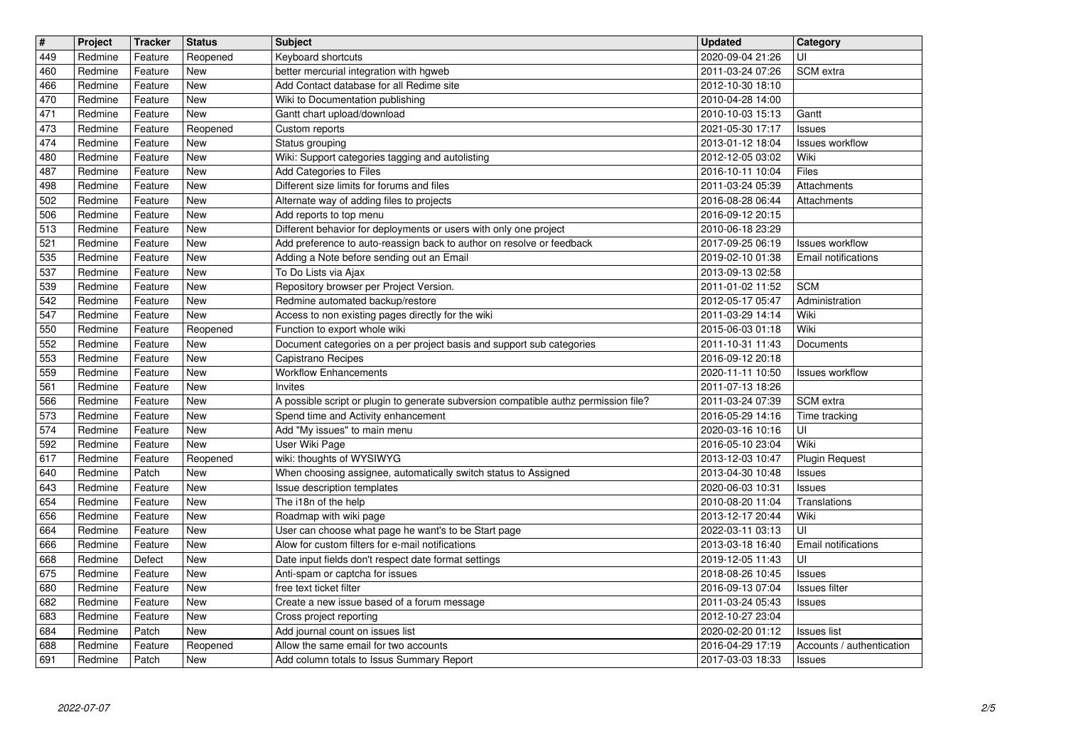| # | Project | Tracker | Status | Subject | Updated | Category |
|---|---|---|---|---|---|---|
| 449 | Redmine | Feature | Reopened | Keyboard shortcuts | 2020-09-04 21:26 | UI |
| 460 | Redmine | Feature | New | better mercurial integration with hgweb | 2011-03-24 07:26 | SCM extra |
| 466 | Redmine | Feature | New | Add Contact database for all Redime site | 2012-10-30 18:10 | |
| 470 | Redmine | Feature | New | Wiki to Documentation publishing | 2010-04-28 14:00 | |
| 471 | Redmine | Feature | New | Gantt chart upload/download | 2010-10-03 15:13 | Gantt |
| 473 | Redmine | Feature | Reopened | Custom reports | 2021-05-30 17:17 | Issues |
| 474 | Redmine | Feature | New | Status grouping | 2013-01-12 18:04 | Issues workflow |
| 480 | Redmine | Feature | New | Wiki: Support categories tagging and autolisting | 2012-12-05 03:02 | Wiki |
| 487 | Redmine | Feature | New | Add Categories to Files | 2016-10-11 10:04 | Files |
| 498 | Redmine | Feature | New | Different size limits for forums and files | 2011-03-24 05:39 | Attachments |
| 502 | Redmine | Feature | New | Alternate way of adding files to projects | 2016-08-28 06:44 | Attachments |
| 506 | Redmine | Feature | New | Add reports to top menu | 2016-09-12 20:15 | |
| 513 | Redmine | Feature | New | Different behavior for deployments or users with only one project | 2010-06-18 23:29 | |
| 521 | Redmine | Feature | New | Add preference to auto-reassign back to author on resolve or feedback | 2017-09-25 06:19 | Issues workflow |
| 535 | Redmine | Feature | New | Adding a Note before sending out an Email | 2019-02-10 01:38 | Email notifications |
| 537 | Redmine | Feature | New | To Do Lists via Ajax | 2013-09-13 02:58 | |
| 539 | Redmine | Feature | New | Repository browser per Project Version. | 2011-01-02 11:52 | SCM |
| 542 | Redmine | Feature | New | Redmine automated backup/restore | 2012-05-17 05:47 | Administration |
| 547 | Redmine | Feature | New | Access to non existing pages directly for the wiki | 2011-03-29 14:14 | Wiki |
| 550 | Redmine | Feature | Reopened | Function to export whole wiki | 2015-06-03 01:18 | Wiki |
| 552 | Redmine | Feature | New | Document categories on a per project basis and support sub categories | 2011-10-31 11:43 | Documents |
| 553 | Redmine | Feature | New | Capistrano Recipes | 2016-09-12 20:18 | |
| 559 | Redmine | Feature | New | Workflow Enhancements | 2020-11-11 10:50 | Issues workflow |
| 561 | Redmine | Feature | New | Invites | 2011-07-13 18:26 | |
| 566 | Redmine | Feature | New | A possible script or plugin to generate subversion compatible authz permission file? | 2011-03-24 07:39 | SCM extra |
| 573 | Redmine | Feature | New | Spend time and Activity enhancement | 2016-05-29 14:16 | Time tracking |
| 574 | Redmine | Feature | New | Add "My issues" to main menu | 2020-03-16 10:16 | UI |
| 592 | Redmine | Feature | New | User Wiki Page | 2016-05-10 23:04 | Wiki |
| 617 | Redmine | Feature | Reopened | wiki: thoughts of WYSIWYG | 2013-12-03 10:47 | Plugin Request |
| 640 | Redmine | Patch | New | When choosing assignee, automatically switch status to Assigned | 2013-04-30 10:48 | Issues |
| 643 | Redmine | Feature | New | Issue description templates | 2020-06-03 10:31 | Issues |
| 654 | Redmine | Feature | New | The i18n of the help | 2010-08-20 11:04 | Translations |
| 656 | Redmine | Feature | New | Roadmap with wiki page | 2013-12-17 20:44 | Wiki |
| 664 | Redmine | Feature | New | User can choose what page he want's to be Start page | 2022-03-11 03:13 | UI |
| 666 | Redmine | Feature | New | Alow for custom filters for e-mail notifications | 2013-03-18 16:40 | Email notifications |
| 668 | Redmine | Defect | New | Date input fields don't respect date format settings | 2019-12-05 11:43 | UI |
| 675 | Redmine | Feature | New | Anti-spam or captcha for issues | 2018-08-26 10:45 | Issues |
| 680 | Redmine | Feature | New | free text ticket filter | 2016-09-13 07:04 | Issues filter |
| 682 | Redmine | Feature | New | Create a new issue based of a forum message | 2011-03-24 05:43 | Issues |
| 683 | Redmine | Feature | New | Cross project reporting | 2012-10-27 23:04 | |
| 684 | Redmine | Patch | New | Add journal count on issues list | 2020-02-20 01:12 | Issues list |
| 688 | Redmine | Feature | Reopened | Allow the same email for two accounts | 2016-04-29 17:19 | Accounts / authentication |
| 691 | Redmine | Patch | New | Add column totals to Issus Summary Report | 2017-03-03 18:33 | Issues |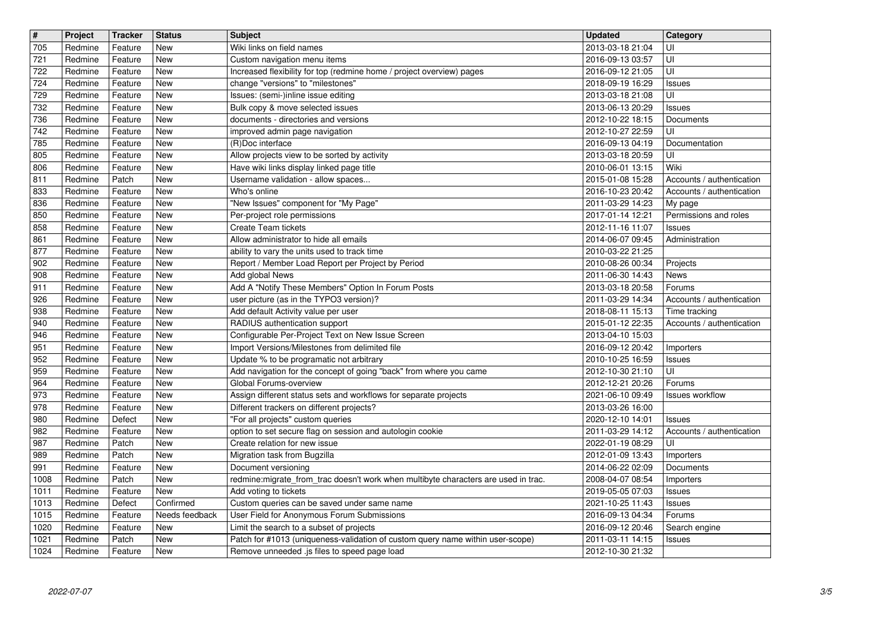| # | Project | Tracker | Status | Subject | Updated | Category |
|---|---|---|---|---|---|---|
| 705 | Redmine | Feature | New | Wiki links on field names | 2013-03-18 21:04 | UI |
| 721 | Redmine | Feature | New | Custom navigation menu items | 2016-09-13 03:57 | UI |
| 722 | Redmine | Feature | New | Increased flexibility for top (redmine home / project overview) pages | 2016-09-12 21:05 | UI |
| 724 | Redmine | Feature | New | change "versions" to "milestones" | 2018-09-19 16:29 | Issues |
| 729 | Redmine | Feature | New | Issues: (semi-)inline issue editing | 2013-03-18 21:08 | UI |
| 732 | Redmine | Feature | New | Bulk copy & move selected issues | 2013-06-13 20:29 | Issues |
| 736 | Redmine | Feature | New | documents - directories and versions | 2012-10-22 18:15 | Documents |
| 742 | Redmine | Feature | New | improved admin page navigation | 2012-10-27 22:59 | UI |
| 785 | Redmine | Feature | New | (R)Doc interface | 2016-09-13 04:19 | Documentation |
| 805 | Redmine | Feature | New | Allow projects view to be sorted by activity | 2013-03-18 20:59 | UI |
| 806 | Redmine | Feature | New | Have wiki links display linked page title | 2010-06-01 13:15 | Wiki |
| 811 | Redmine | Patch | New | Username validation - allow spaces... | 2015-01-08 15:28 | Accounts / authentication |
| 833 | Redmine | Feature | New | Who's online | 2016-10-23 20:42 | Accounts / authentication |
| 836 | Redmine | Feature | New | "New Issues" component for "My Page" | 2011-03-29 14:23 | My page |
| 850 | Redmine | Feature | New | Per-project role permissions | 2017-01-14 12:21 | Permissions and roles |
| 858 | Redmine | Feature | New | Create Team tickets | 2012-11-16 11:07 | Issues |
| 861 | Redmine | Feature | New | Allow administrator to hide all emails | 2014-06-07 09:45 | Administration |
| 877 | Redmine | Feature | New | ability to vary the units used to track time | 2010-03-22 21:25 | |
| 902 | Redmine | Feature | New | Report / Member Load Report per Project by Period | 2010-08-26 00:34 | Projects |
| 908 | Redmine | Feature | New | Add global News | 2011-06-30 14:43 | News |
| 911 | Redmine | Feature | New | Add A "Notify These Members" Option In Forum Posts | 2013-03-18 20:58 | Forums |
| 926 | Redmine | Feature | New | user picture (as in the TYPO3 version)? | 2011-03-29 14:34 | Accounts / authentication |
| 938 | Redmine | Feature | New | Add default Activity value per user | 2018-08-11 15:13 | Time tracking |
| 940 | Redmine | Feature | New | RADIUS authentication support | 2015-01-12 22:35 | Accounts / authentication |
| 946 | Redmine | Feature | New | Configurable Per-Project Text on New Issue Screen | 2013-04-10 15:03 | |
| 951 | Redmine | Feature | New | Import Versions/Milestones from delimited file | 2016-09-12 20:42 | Importers |
| 952 | Redmine | Feature | New | Update % to be programatic not arbitrary | 2010-10-25 16:59 | Issues |
| 959 | Redmine | Feature | New | Add navigation for the concept of going "back" from where you came | 2012-10-30 21:10 | UI |
| 964 | Redmine | Feature | New | Global Forums-overview | 2012-12-21 20:26 | Forums |
| 973 | Redmine | Feature | New | Assign different status sets and workflows for separate projects | 2021-06-10 09:49 | Issues workflow |
| 978 | Redmine | Feature | New | Different trackers on different projects? | 2013-03-26 16:00 | |
| 980 | Redmine | Defect | New | "For all projects" custom queries | 2020-12-10 14:01 | Issues |
| 982 | Redmine | Feature | New | option to set secure flag on session and autologin cookie | 2011-03-29 14:12 | Accounts / authentication |
| 987 | Redmine | Patch | New | Create relation for new issue | 2022-01-19 08:29 | UI |
| 989 | Redmine | Patch | New | Migration task from Bugzilla | 2012-01-09 13:43 | Importers |
| 991 | Redmine | Feature | New | Document versioning | 2014-06-22 02:09 | Documents |
| 1008 | Redmine | Patch | New | redmine:migrate_from_trac doesn't work when multibyte characters are used in trac. | 2008-04-07 08:54 | Importers |
| 1011 | Redmine | Feature | New | Add voting to tickets | 2019-05-05 07:03 | Issues |
| 1013 | Redmine | Defect | Confirmed | Custom queries can be saved under same name | 2021-10-25 11:43 | Issues |
| 1015 | Redmine | Feature | Needs feedback | User Field for Anonymous Forum Submissions | 2016-09-13 04:34 | Forums |
| 1020 | Redmine | Feature | New | Limit the search to a subset of projects | 2016-09-12 20:46 | Search engine |
| 1021 | Redmine | Patch | New | Patch for #1013 (uniqueness-validation of custom query name within user-scope) | 2011-03-11 14:15 | Issues |
| 1024 | Redmine | Feature | New | Remove unneeded .js files to speed page load | 2012-10-30 21:32 | |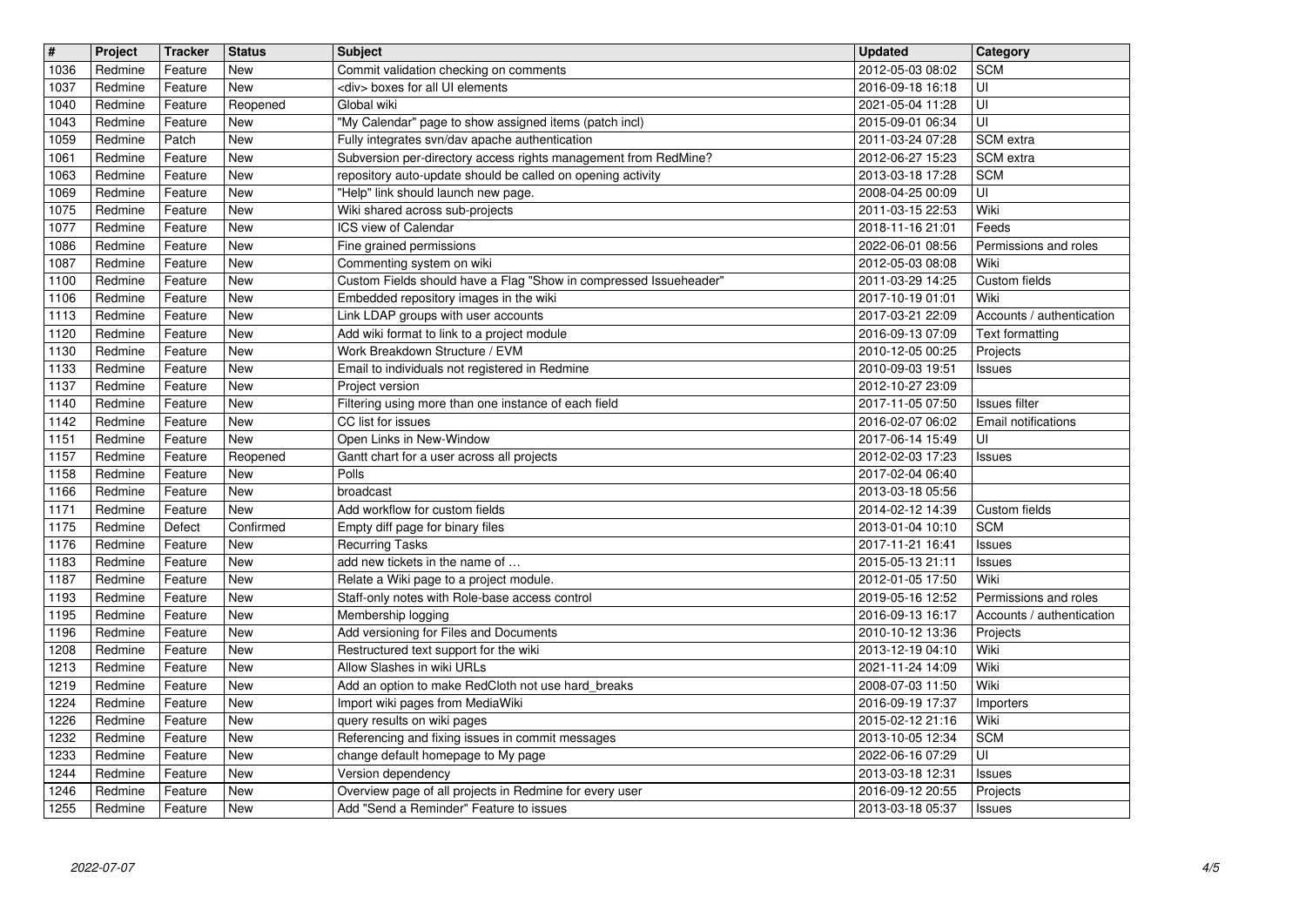| # | Project | Tracker | Status | Subject | Updated | Category |
|---|---|---|---|---|---|---|
| 1036 | Redmine | Feature | New | Commit validation checking on comments | 2012-05-03 08:02 | SCM |
| 1037 | Redmine | Feature | New | <div> boxes for all UI elements | 2016-09-18 16:18 | UI |
| 1040 | Redmine | Feature | Reopened | Global wiki | 2021-05-04 11:28 | UI |
| 1043 | Redmine | Feature | New | "My Calendar" page to show assigned items (patch incl) | 2015-09-01 06:34 | UI |
| 1059 | Redmine | Patch | New | Fully integrates svn/dav apache authentication | 2011-03-24 07:28 | SCM extra |
| 1061 | Redmine | Feature | New | Subversion per-directory access rights management from RedMine? | 2012-06-27 15:23 | SCM extra |
| 1063 | Redmine | Feature | New | repository auto-update should be called on opening activity | 2013-03-18 17:28 | SCM |
| 1069 | Redmine | Feature | New | "Help" link should launch new page. | 2008-04-25 00:09 | UI |
| 1075 | Redmine | Feature | New | Wiki shared across sub-projects | 2011-03-15 22:53 | Wiki |
| 1077 | Redmine | Feature | New | ICS view of Calendar | 2018-11-16 21:01 | Feeds |
| 1086 | Redmine | Feature | New | Fine grained permissions | 2022-06-01 08:56 | Permissions and roles |
| 1087 | Redmine | Feature | New | Commenting system on wiki | 2012-05-03 08:08 | Wiki |
| 1100 | Redmine | Feature | New | Custom Fields should have a Flag "Show in compressed Issueheader" | 2011-03-29 14:25 | Custom fields |
| 1106 | Redmine | Feature | New | Embedded repository images in the wiki | 2017-10-19 01:01 | Wiki |
| 1113 | Redmine | Feature | New | Link LDAP groups with user accounts | 2017-03-21 22:09 | Accounts / authentication |
| 1120 | Redmine | Feature | New | Add wiki format to link to a project module | 2016-09-13 07:09 | Text formatting |
| 1130 | Redmine | Feature | New | Work Breakdown Structure / EVM | 2010-12-05 00:25 | Projects |
| 1133 | Redmine | Feature | New | Email to individuals not registered in Redmine | 2010-09-03 19:51 | Issues |
| 1137 | Redmine | Feature | New | Project version | 2012-10-27 23:09 | |
| 1140 | Redmine | Feature | New | Filtering using more than one instance of each field | 2017-11-05 07:50 | Issues filter |
| 1142 | Redmine | Feature | New | CC list for issues | 2016-02-07 06:02 | Email notifications |
| 1151 | Redmine | Feature | New | Open Links in New-Window | 2017-06-14 15:49 | UI |
| 1157 | Redmine | Feature | Reopened | Gantt chart for a user across all projects | 2012-02-03 17:23 | Issues |
| 1158 | Redmine | Feature | New | Polls | 2017-02-04 06:40 | |
| 1166 | Redmine | Feature | New | broadcast | 2013-03-18 05:56 | |
| 1171 | Redmine | Feature | New | Add workflow for custom fields | 2014-02-12 14:39 | Custom fields |
| 1175 | Redmine | Defect | Confirmed | Empty diff page for binary files | 2013-01-04 10:10 | SCM |
| 1176 | Redmine | Feature | New | Recurring Tasks | 2017-11-21 16:41 | Issues |
| 1183 | Redmine | Feature | New | add new tickets in the name of … | 2015-05-13 21:11 | Issues |
| 1187 | Redmine | Feature | New | Relate a Wiki page to a project module. | 2012-01-05 17:50 | Wiki |
| 1193 | Redmine | Feature | New | Staff-only notes with Role-base access control | 2019-05-16 12:52 | Permissions and roles |
| 1195 | Redmine | Feature | New | Membership logging | 2016-09-13 16:17 | Accounts / authentication |
| 1196 | Redmine | Feature | New | Add versioning for Files and Documents | 2010-10-12 13:36 | Projects |
| 1208 | Redmine | Feature | New | Restructured text support for the wiki | 2013-12-19 04:10 | Wiki |
| 1213 | Redmine | Feature | New | Allow Slashes in wiki URLs | 2021-11-24 14:09 | Wiki |
| 1219 | Redmine | Feature | New | Add an option to make RedCloth not use hard_breaks | 2008-07-03 11:50 | Wiki |
| 1224 | Redmine | Feature | New | Import wiki pages from MediaWiki | 2016-09-19 17:37 | Importers |
| 1226 | Redmine | Feature | New | query results on wiki pages | 2015-02-12 21:16 | Wiki |
| 1232 | Redmine | Feature | New | Referencing and fixing issues in commit messages | 2013-10-05 12:34 | SCM |
| 1233 | Redmine | Feature | New | change default homepage to My page | 2022-06-16 07:29 | UI |
| 1244 | Redmine | Feature | New | Version dependency | 2013-03-18 12:31 | Issues |
| 1246 | Redmine | Feature | New | Overview page of all projects in Redmine for every user | 2016-09-12 20:55 | Projects |
| 1255 | Redmine | Feature | New | Add "Send a Reminder" Feature to issues | 2013-03-18 05:37 | Issues |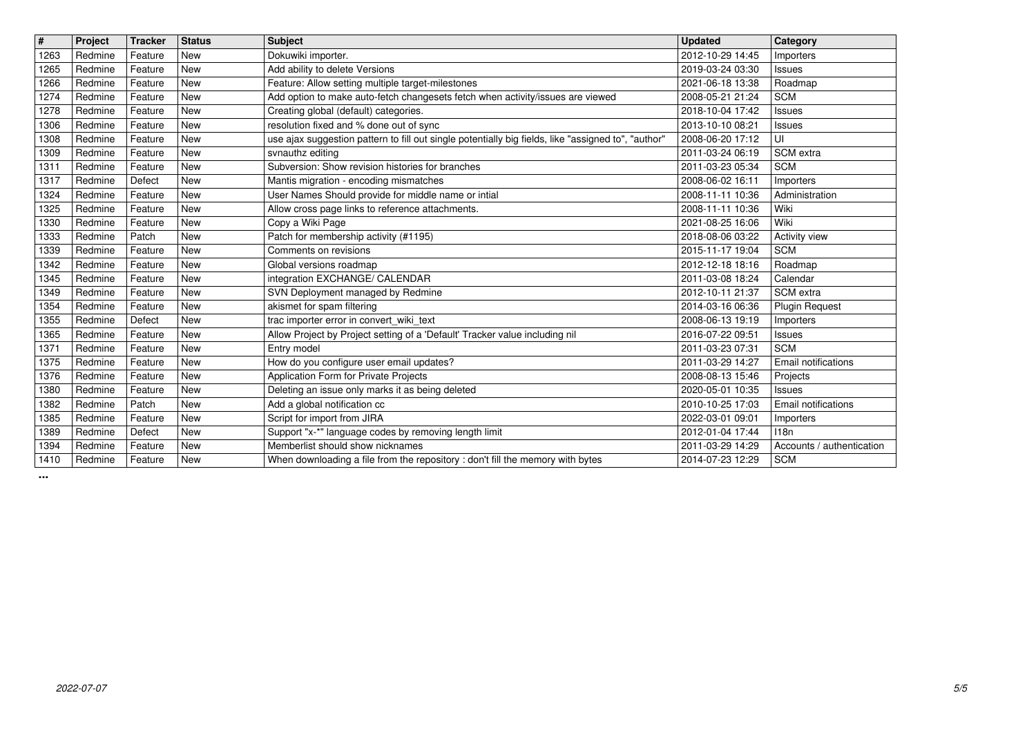| # | Project | Tracker | Status | Subject | Updated | Category |
|---|---|---|---|---|---|---|
| 1263 | Redmine | Feature | New | Dokuwiki importer. | 2012-10-29 14:45 | Importers |
| 1265 | Redmine | Feature | New | Add ability to delete Versions | 2019-03-24 03:30 | Issues |
| 1266 | Redmine | Feature | New | Feature: Allow setting multiple target-milestones | 2021-06-18 13:38 | Roadmap |
| 1274 | Redmine | Feature | New | Add option to make auto-fetch changesets fetch when activity/issues are viewed | 2008-05-21 21:24 | SCM |
| 1278 | Redmine | Feature | New | Creating global (default) categories. | 2018-10-04 17:42 | Issues |
| 1306 | Redmine | Feature | New | resolution fixed and % done out of sync | 2013-10-10 08:21 | Issues |
| 1308 | Redmine | Feature | New | use ajax suggestion pattern to fill out single potentially big fields, like "assigned to", "author" | 2008-06-20 17:12 | UI |
| 1309 | Redmine | Feature | New | svnauthz editing | 2011-03-24 06:19 | SCM extra |
| 1311 | Redmine | Feature | New | Subversion: Show revision histories for branches | 2011-03-23 05:34 | SCM |
| 1317 | Redmine | Defect | New | Mantis migration - encoding mismatches | 2008-06-02 16:11 | Importers |
| 1324 | Redmine | Feature | New | User Names Should provide for middle name or intial | 2008-11-11 10:36 | Administration |
| 1325 | Redmine | Feature | New | Allow cross page links to reference attachments. | 2008-11-11 10:36 | Wiki |
| 1330 | Redmine | Feature | New | Copy a Wiki Page | 2021-08-25 16:06 | Wiki |
| 1333 | Redmine | Patch | New | Patch for membership activity (#1195) | 2018-08-06 03:22 | Activity view |
| 1339 | Redmine | Feature | New | Comments on revisions | 2015-11-17 19:04 | SCM |
| 1342 | Redmine | Feature | New | Global versions roadmap | 2012-12-18 18:16 | Roadmap |
| 1345 | Redmine | Feature | New | integration EXCHANGE/ CALENDAR | 2011-03-08 18:24 | Calendar |
| 1349 | Redmine | Feature | New | SVN Deployment managed by Redmine | 2012-10-11 21:37 | SCM extra |
| 1354 | Redmine | Feature | New | akismet for spam filtering | 2014-03-16 06:36 | Plugin Request |
| 1355 | Redmine | Defect | New | trac importer error in convert_wiki_text | 2008-06-13 19:19 | Importers |
| 1365 | Redmine | Feature | New | Allow Project by Project setting of a 'Default' Tracker value including nil | 2016-07-22 09:51 | Issues |
| 1371 | Redmine | Feature | New | Entry model | 2011-03-23 07:31 | SCM |
| 1375 | Redmine | Feature | New | How do you configure user email updates? | 2011-03-29 14:27 | Email notifications |
| 1376 | Redmine | Feature | New | Application Form for Private Projects | 2008-08-13 15:46 | Projects |
| 1380 | Redmine | Feature | New | Deleting an issue only marks it as being deleted | 2020-05-01 10:35 | Issues |
| 1382 | Redmine | Patch | New | Add a global notification cc | 2010-10-25 17:03 | Email notifications |
| 1385 | Redmine | Feature | New | Script for import from JIRA | 2022-03-01 09:01 | Importers |
| 1389 | Redmine | Defect | New | Support "x-*" language codes by removing length limit | 2012-01-04 17:44 | I18n |
| 1394 | Redmine | Feature | New | Memberlist should show nicknames | 2011-03-29 14:29 | Accounts / authentication |
| 1410 | Redmine | Feature | New | When downloading a file from the repository : don't fill the memory with bytes | 2014-07-23 12:29 | SCM |

...